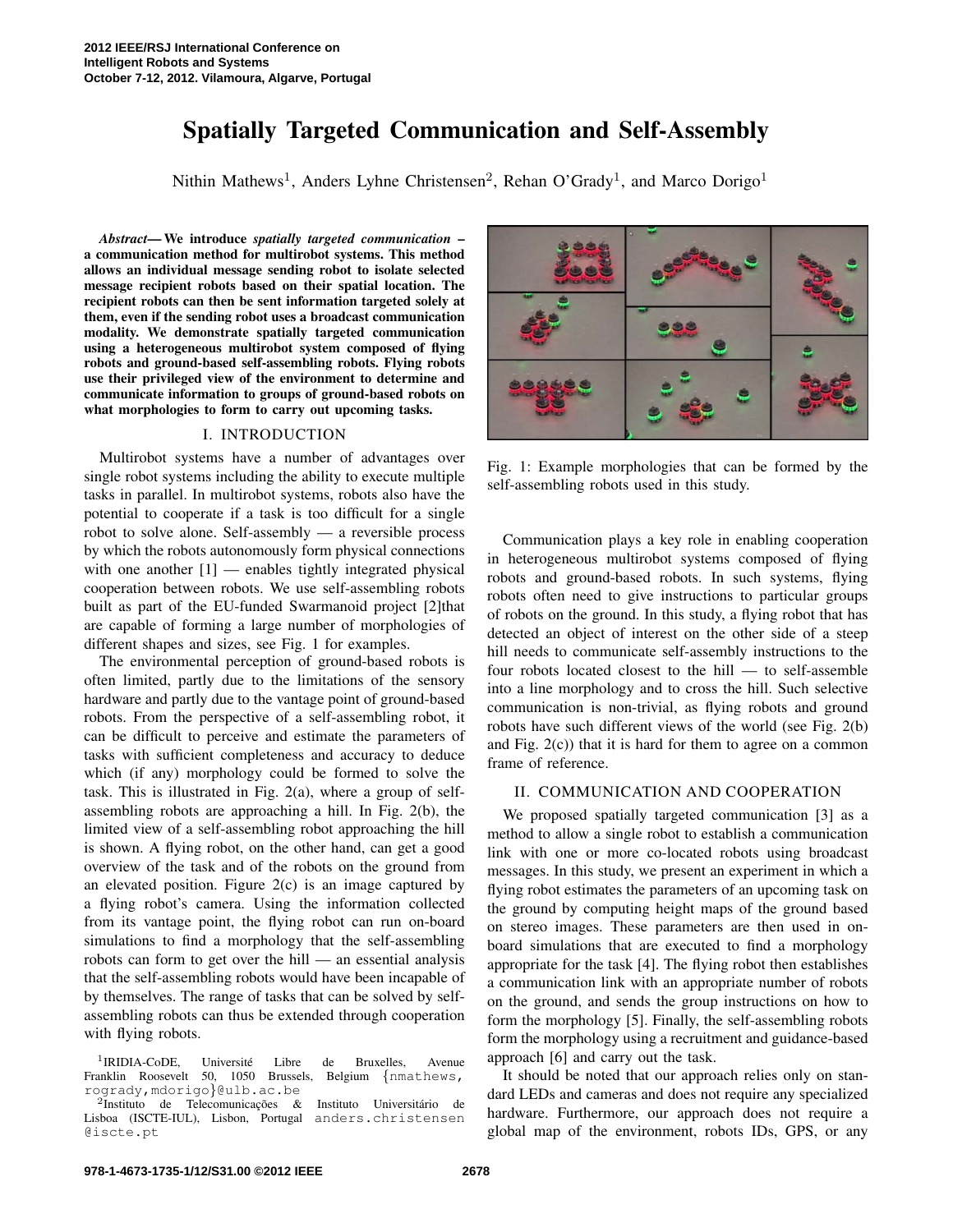# Spatially Targeted Communication and Self-Assembly

Nithin Mathews[1], Anders Lyhne Christensen[2], Rehan O'Grady[1], and Marco Dorigo[1]

***Abstract*— We introduce *spatially targeted communication* – a communication method for multirobot systems. This method allows an individual message sending robot to isolate selected message recipient robots based on their spatial location. The recipient robots can then be sent information targeted solely at them, even if the sending robot uses a broadcast communication modality. We demonstrate spatially targeted communication using a heterogeneous multirobot system composed of flying robots and ground-based self-assembling robots. Flying robots use their privileged view of the environment to determine and communicate information to groups of ground-based robots on what morphologies to form to carry out upcoming tasks.**

## I. INTRODUCTION

Multirobot systems have a number of advantages over single robot systems including the ability to execute multiple tasks in parallel. In multirobot systems, robots also have the potential to cooperate if a task is too difficult for a single robot to solve alone. Self-assembly — a reversible process by which the robots autonomously form physical connections with one another [1] — enables tightly integrated physical cooperation between robots. We use self-assembling robots built as part of the EU-funded Swarmanoid project [2]that are capable of forming a large number of morphologies of different shapes and sizes, see Fig. 1 for examples.

The environmental perception of ground-based robots is often limited, partly due to the limitations of the sensory hardware and partly due to the vantage point of ground-based robots. From the perspective of a self-assembling robot, it can be difficult to perceive and estimate the parameters of tasks with sufficient completeness and accuracy to deduce which (if any) morphology could be formed to solve the task. This is illustrated in Fig. 2(a), where a group of self-assembling robots are approaching a hill. In Fig. 2(b), the limited view of a self-assembling robot approaching the hill is shown. A flying robot, on the other hand, can get a good overview of the task and of the robots on the ground from an elevated position. Figure 2(c) is an image captured by a flying robot's camera. Using the information collected from its vantage point, the flying robot can run on-board simulations to find a morphology that the self-assembling robots can form to get over the hill — an essential analysis that the self-assembling robots would have been incapable of by themselves. The range of tasks that can be solved by self-assembling robots can thus be extended through cooperation with flying robots.

[1]IRIDIA-CoDE, Université Libre de Bruxelles, Avenue Franklin Roosevelt 50, 1050 Brussels, Belgium {nmathews, rogrady,mdorigo}@ulb.ac.be

[2]Instituto de Telecomunicações & Instituto Universitário de Lisboa (ISCTE-IUL), Lisbon, Portugal anders.christensen @iscte.pt

Fig. 1: Example morphologies that can be formed by the self-assembling robots used in this study.

Communication plays a key role in enabling cooperation in heterogeneous multirobot systems composed of flying robots and ground-based robots. In such systems, flying robots often need to give instructions to particular groups of robots on the ground. In this study, a flying robot that has detected an object of interest on the other side of a steep hill needs to communicate self-assembly instructions to the four robots located closest to the hill — to self-assemble into a line morphology and to cross the hill. Such selective communication is non-trivial, as flying robots and ground robots have such different views of the world (see Fig. 2(b) and Fig. 2(c)) that it is hard for them to agree on a common frame of reference.

## II. COMMUNICATION AND COOPERATION

We proposed spatially targeted communication [3] as a method to allow a single robot to establish a communication link with one or more co-located robots using broadcast messages. In this study, we present an experiment in which a flying robot estimates the parameters of an upcoming task on the ground by computing height maps of the ground based on stereo images. These parameters are then used in on-board simulations that are executed to find a morphology appropriate for the task [4]. The flying robot then establishes a communication link with an appropriate number of robots on the ground, and sends the group instructions on how to form the morphology [5]. Finally, the self-assembling robots form the morphology using a recruitment and guidance-based approach [6] and carry out the task.

It should be noted that our approach relies only on standard LEDs and cameras and does not require any specialized hardware. Furthermore, our approach does not require a global map of the environment, robots IDs, GPS, or any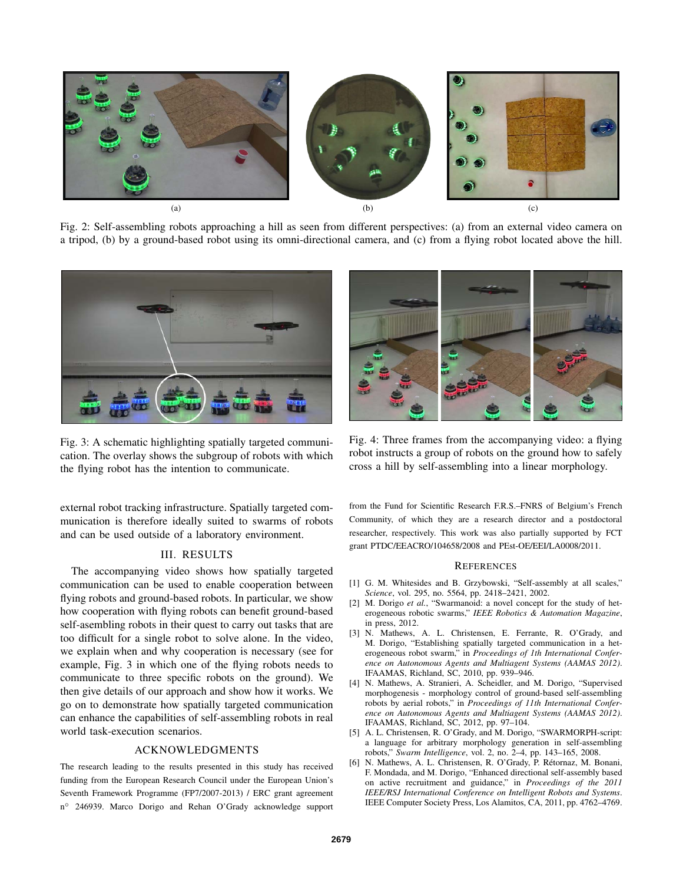(a)

(b)

(c)

Fig. 2: Self-assembling robots approaching a hill as seen from different perspectives: (a) from an external video camera on a tripod, (b) by a ground-based robot using its omni-directional camera, and (c) from a flying robot located above the hill.

Fig. 3: A schematic highlighting spatially targeted communication. The overlay shows the subgroup of robots with which the flying robot has the intention to communicate.

Fig. 4: Three frames from the accompanying video: a flying robot instructs a group of robots on the ground how to safely cross a hill by self-assembling into a linear morphology.

external robot tracking infrastructure. Spatially targeted communication is therefore ideally suited to swarms of robots and can be used outside of a laboratory environment.

## III. RESULTS

The accompanying video shows how spatially targeted communication can be used to enable cooperation between flying robots and ground-based robots. In particular, we show how cooperation with flying robots can benefit ground-based self-asembling robots in their quest to carry out tasks that are too difficult for a single robot to solve alone. In the video, we explain when and why cooperation is necessary (see for example, Fig. 3 in which one of the flying robots needs to communicate to three specific robots on the ground). We then give details of our approach and show how it works. We go on to demonstrate how spatially targeted communication can enhance the capabilities of self-assembling robots in real world task-execution scenarios.

## ACKNOWLEDGMENTS

The research leading to the results presented in this study has received funding from the European Research Council under the European Union's Seventh Framework Programme (FP7/2007-2013) / ERC grant agreement n° 246939. Marco Dorigo and Rehan O'Grady acknowledge support from the Fund for Scientific Research F.R.S.–FNRS of Belgium's French Community, of which they are a research director and a postdoctoral researcher, respectively. This work was also partially supported by FCT grant PTDC/EEACRO/104658/2008 and PEst-OE/EEI/LA0008/2011.

## REFERENCES

[1] G. M. Whitesides and B. Grzybowski, "Self-assembly at all scales," *Science*, vol. 295, no. 5564, pp. 2418–2421, 2002.

[2] M. Dorigo *et al.*, "Swarmanoid: a novel concept for the study of heterogeneous robotic swarms," *IEEE Robotics & Automation Magazine*, in press, 2012.

[3] N. Mathews, A. L. Christensen, E. Ferrante, R. O'Grady, and M. Dorigo, "Establishing spatially targeted communication in a heterogeneous robot swarm," in *Proceedings of 1th International Conference on Autonomous Agents and Multiagent Systems (AAMAS 2012)*. IFAAMAS, Richland, SC, 2010, pp. 939–946.

[4] N. Mathews, A. Stranieri, A. Scheidler, and M. Dorigo, "Supervised morphogenesis - morphology control of ground-based self-assembling robots by aerial robots," in *Proceedings of 11th International Conference on Autonomous Agents and Multiagent Systems (AAMAS 2012)*. IFAAMAS, Richland, SC, 2012, pp. 97–104.

[5] A. L. Christensen, R. O'Grady, and M. Dorigo, "SWARMORPH-script: a language for arbitrary morphology generation in self-assembling robots," *Swarm Intelligence*, vol. 2, no. 2–4, pp. 143–165, 2008.

[6] N. Mathews, A. L. Christensen, R. O'Grady, P. Rétornaz, M. Bonani, F. Mondada, and M. Dorigo, "Enhanced directional self-assembly based on active recruitment and guidance," in *Proceedings of the 2011 IEEE/RSJ International Conference on Intelligent Robots and Systems*. IEEE Computer Society Press, Los Alamitos, CA, 2011, pp. 4762–4769.